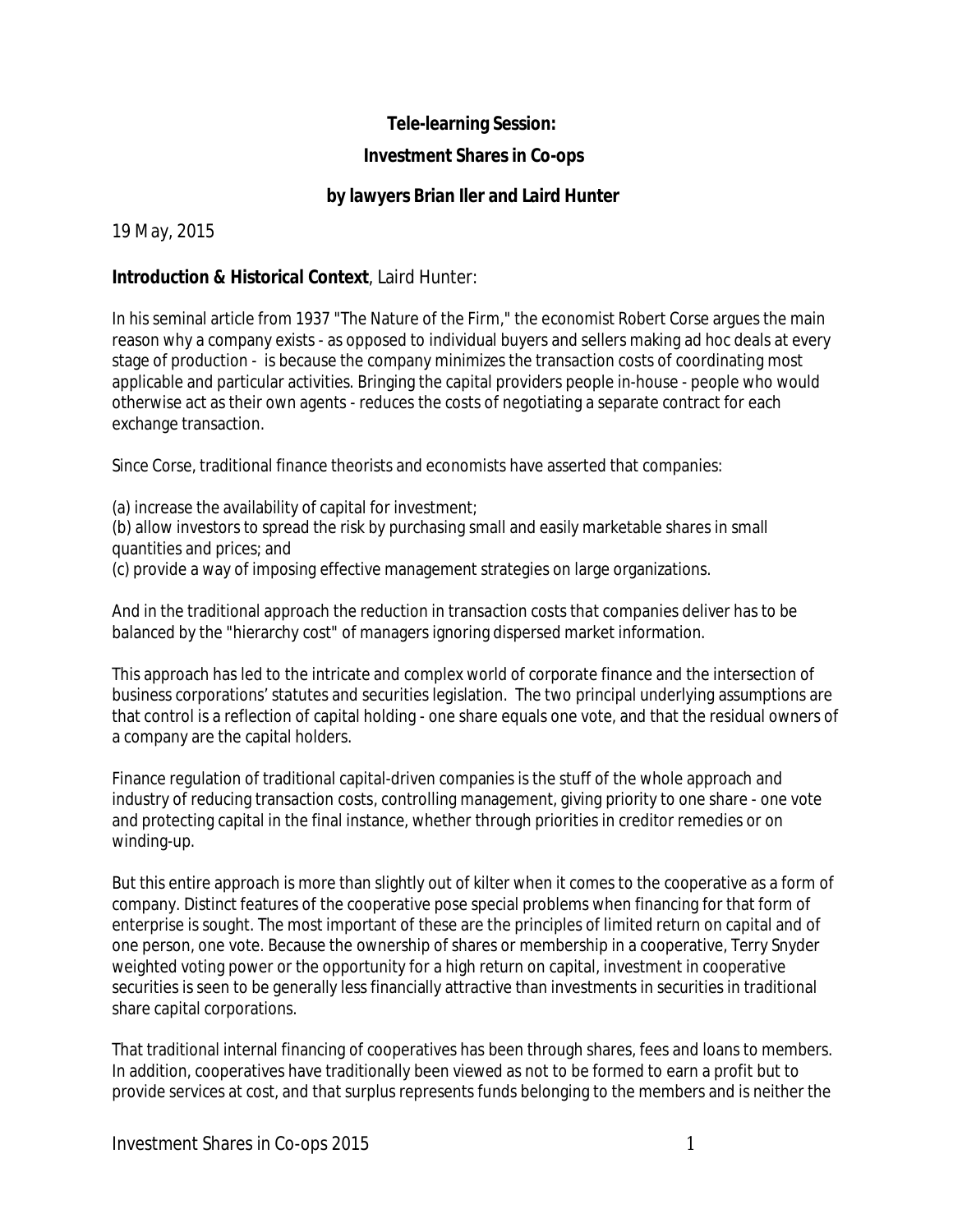**Tele-learning Session:**

**Investment Shares in Co-ops**

**by lawyers Brian Iler and Laird Hunter**

19 May, 2015

**Introduction & Historical Context**, Laird Hunter:

In his seminal article from 1937 "The Nature of the Firm," the economist Robert Corse argues the main reason why a company exists - as opposed to individual buyers and sellers making ad hoc deals at every stage of production - is because the company minimizes the transaction costs of coordinating most applicable and particular activities. Bringing the capital providers people in-house - people who would otherwise act as their own agents - reduces the costs of negotiating a separate contract for each exchange transaction.

Since Corse, traditional finance theorists and economists have asserted that companies:

(a) increase the availability of capital for investment;
(b) allow investors to spread the risk by purchasing small and easily marketable shares in small quantities and prices; and
(c) provide a way of imposing effective management strategies on large organizations.

And in the traditional approach the reduction in transaction costs that companies deliver has to be balanced by the "hierarchy cost" of managers ignoring dispersed market information.

This approach has led to the intricate and complex world of corporate finance and the intersection of business corporations' statutes and securities legislation. The two principal underlying assumptions are that control is a reflection of capital holding - one share equals one vote, and that the residual owners of a company are the capital holders.

Finance regulation of traditional capital-driven companies is the stuff of the whole approach and industry of reducing transaction costs, controlling management, giving priority to one share - one vote and protecting capital in the final instance, whether through priorities in creditor remedies or on winding-up.

But this entire approach is more than slightly out of kilter when it comes to the cooperative as a form of company. Distinct features of the cooperative pose special problems when financing for that form of enterprise is sought. The most important of these are the principles of limited return on capital and of one person, one vote. Because the ownership of shares or membership in a cooperative, Terry Snyder weighted voting power or the opportunity for a high return on capital, investment in cooperative securities is seen to be generally less financially attractive than investments in securities in traditional share capital corporations.

That traditional internal financing of cooperatives has been through shares, fees and loans to members. In addition, cooperatives have traditionally been viewed as not to be formed to earn a profit but to provide services at cost, and that surplus represents funds belonging to the members and is neither the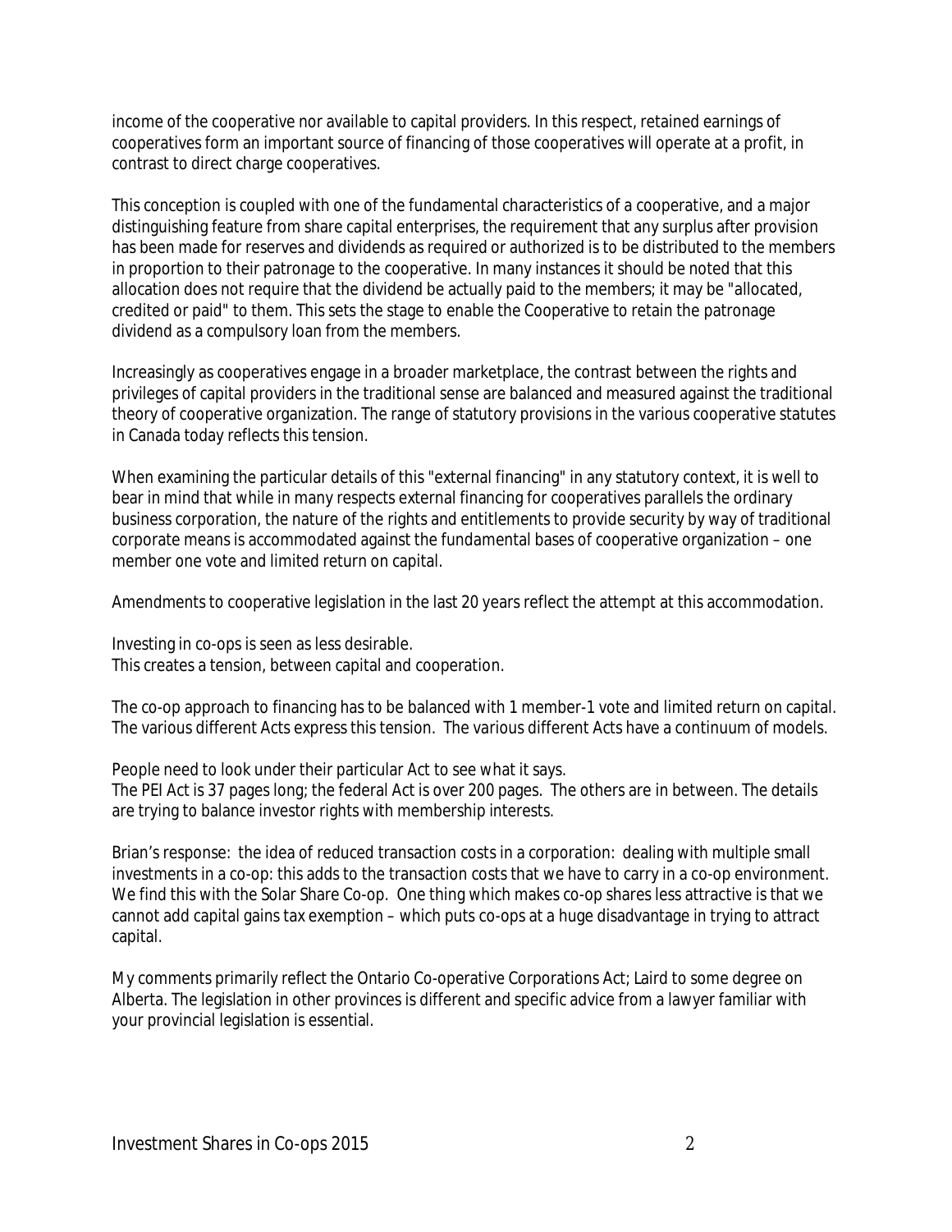income of the cooperative nor available to capital providers. In this respect, retained earnings of cooperatives form an important source of financing of those cooperatives will operate at a profit, in contrast to direct charge cooperatives.

This conception is coupled with one of the fundamental characteristics of a cooperative, and a major distinguishing feature from share capital enterprises, the requirement that any surplus after provision has been made for reserves and dividends as required or authorized is to be distributed to the members in proportion to their patronage to the cooperative. In many instances it should be noted that this allocation does not require that the dividend be actually paid to the members; it may be "allocated, credited or paid" to them. This sets the stage to enable the Cooperative to retain the patronage dividend as a compulsory loan from the members.

Increasingly as cooperatives engage in a broader marketplace, the contrast between the rights and privileges of capital providers in the traditional sense are balanced and measured against the traditional theory of cooperative organization. The range of statutory provisions in the various cooperative statutes in Canada today reflects this tension.

When examining the particular details of this "external financing" in any statutory context, it is well to bear in mind that while in many respects external financing for cooperatives parallels the ordinary business corporation, the nature of the rights and entitlements to provide security by way of traditional corporate means is accommodated against the fundamental bases of cooperative organization – one member one vote and limited return on capital.

Amendments to cooperative legislation in the last 20 years reflect the attempt at this accommodation.

Investing in co-ops is seen as less desirable.
This creates a tension, between capital and cooperation.

The co-op approach to financing has to be balanced with 1 member-1 vote and limited return on capital. The various different Acts express this tension. The various different Acts have a continuum of models.

People need to look under their particular Act to see what it says.
The PEI Act is 37 pages long; the federal Act is over 200 pages. The others are in between. The details are trying to balance investor rights with membership interests.

Brian's response: the idea of reduced transaction costs in a corporation: dealing with multiple small investments in a co-op: this adds to the transaction costs that we have to carry in a co-op environment. We find this with the Solar Share Co-op. One thing which makes co-op shares less attractive is that we cannot add capital gains tax exemption – which puts co-ops at a huge disadvantage in trying to attract capital.

My comments primarily reflect the Ontario Co-operative Corporations Act; Laird to some degree on Alberta. The legislation in other provinces is different and specific advice from a lawyer familiar with your provincial legislation is essential.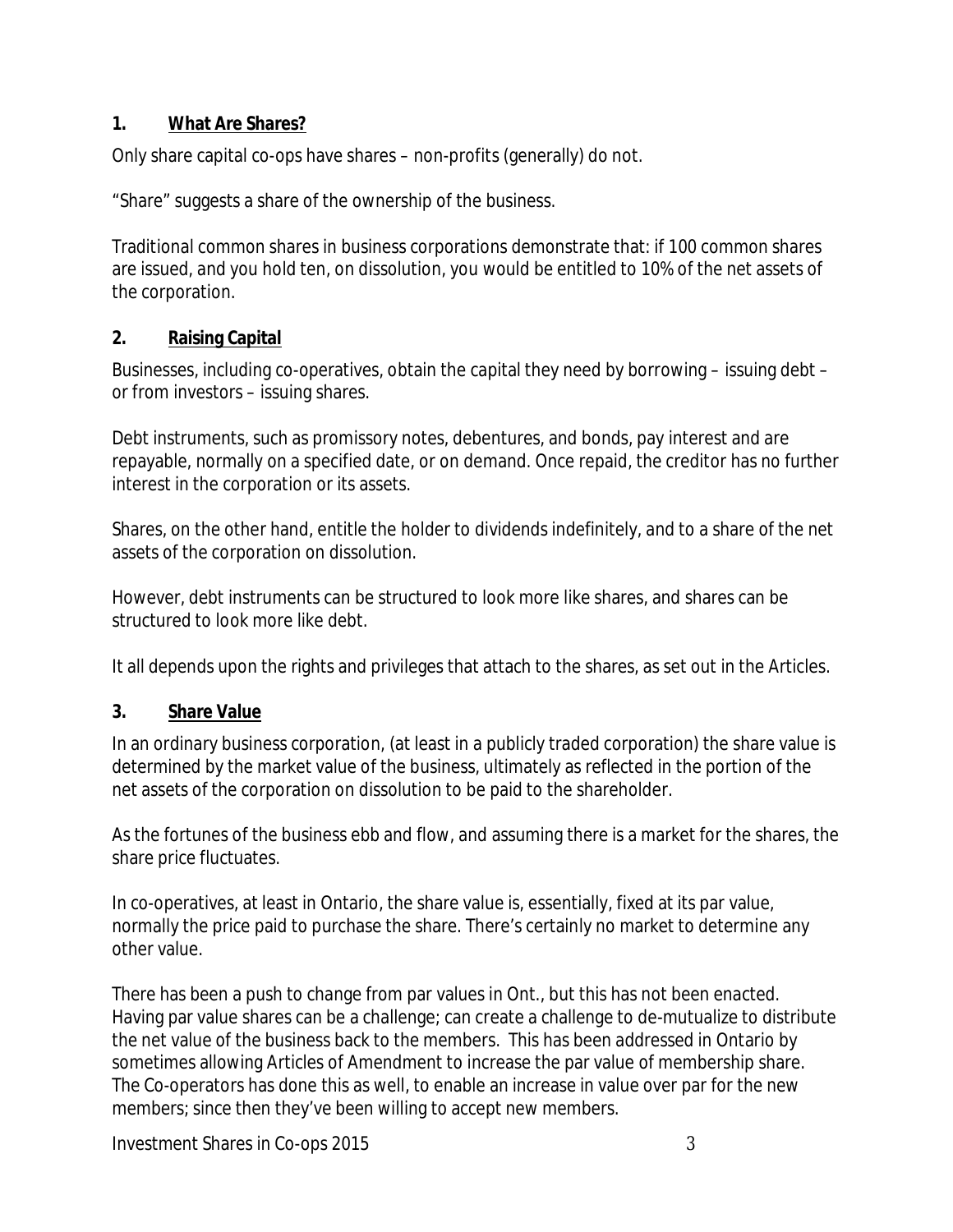## 1. What Are Shares?

Only share capital co-ops have shares – non-profits (generally) do not.

"Share" suggests a share of the ownership of the business.

Traditional common shares in business corporations demonstrate that: if 100 common shares are issued, and you hold ten, on dissolution, you would be entitled to 10% of the net assets of the corporation.

## 2. Raising Capital

Businesses, including co-operatives, obtain the capital they need by borrowing – issuing debt – or from investors – issuing shares.

Debt instruments, such as promissory notes, debentures, and bonds, pay interest and are repayable, normally on a specified date, or on demand. Once repaid, the creditor has no further interest in the corporation or its assets.

Shares, on the other hand, entitle the holder to dividends indefinitely, and to a share of the net assets of the corporation on dissolution.

However, debt instruments can be structured to look more like shares, and shares can be structured to look more like debt.

It all depends upon the rights and privileges that attach to the shares, as set out in the Articles.

## 3. Share Value

In an ordinary business corporation, (at least in a publicly traded corporation) the share value is determined by the market value of the business, ultimately as reflected in the portion of the net assets of the corporation on dissolution to be paid to the shareholder.

As the fortunes of the business ebb and flow, and assuming there is a market for the shares, the share price fluctuates.

In co-operatives, at least in Ontario, the share value is, essentially, fixed at its par value, normally the price paid to purchase the share. There's certainly no market to determine any other value.

There has been a push to change from par values in Ont., but this has not been enacted. Having par value shares can be a challenge; can create a challenge to de-mutualize to distribute the net value of the business back to the members. This has been addressed in Ontario by sometimes allowing Articles of Amendment to increase the par value of membership share. The Co-operators has done this as well, to enable an increase in value over par for the new members; since then they've been willing to accept new members.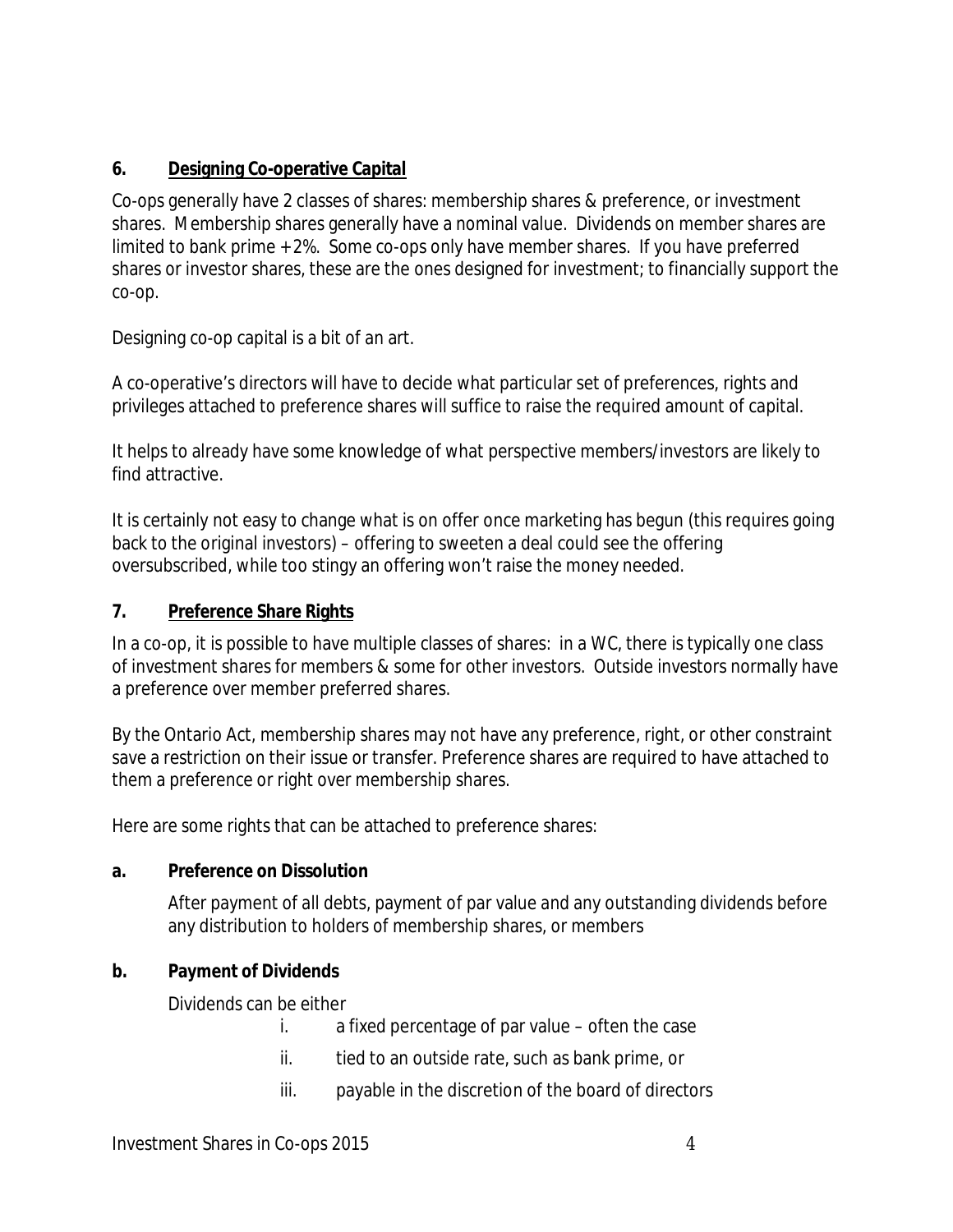## 6. Designing Co-operative Capital

Co-ops generally have 2 classes of shares: membership shares & preference, or investment shares. Membership shares generally have a nominal value. Dividends on member shares are limited to bank prime + 2%. Some co-ops only have member shares. If you have preferred shares or investor shares, these are the ones designed for investment; to financially support the co-op.

Designing co-op capital is a bit of an art.

A co-operative's directors will have to decide what particular set of preferences, rights and privileges attached to preference shares will suffice to raise the required amount of capital.

It helps to already have some knowledge of what perspective members/investors are likely to find attractive.

It is certainly not easy to change what is on offer once marketing has begun (this requires going back to the original investors) – offering to sweeten a deal could see the offering oversubscribed, while too stingy an offering won't raise the money needed.

## 7. Preference Share Rights

In a co-op, it is possible to have multiple classes of shares: in a WC, there is typically one class of investment shares for members & some for other investors. Outside investors normally have a preference over member preferred shares.

By the Ontario Act, membership shares may not have any preference, right, or other constraint save a restriction on their issue or transfer. Preference shares are required to have attached to them a preference or right over membership shares.

Here are some rights that can be attached to preference shares:

### a. Preference on Dissolution

After payment of all debts, payment of par value and any outstanding dividends before any distribution to holders of membership shares, or members

### b. Payment of Dividends

Dividends can be either

i. a fixed percentage of par value – often the case

ii. tied to an outside rate, such as bank prime, or

iii. payable in the discretion of the board of directors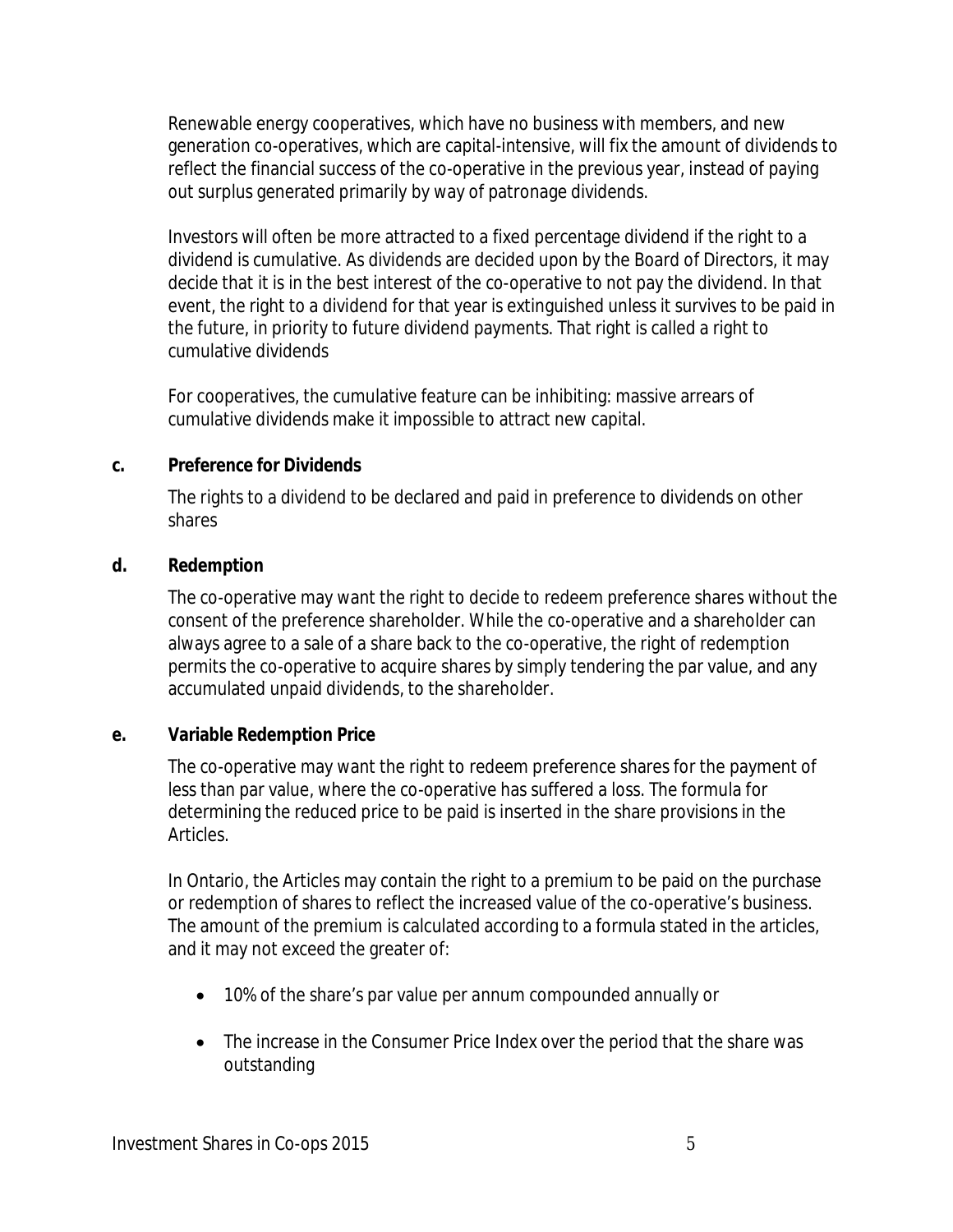Renewable energy cooperatives, which have no business with members, and new generation co-operatives, which are capital-intensive, will fix the amount of dividends to reflect the financial success of the co-operative in the previous year, instead of paying out surplus generated primarily by way of patronage dividends.

Investors will often be more attracted to a fixed percentage dividend if the right to a dividend is cumulative. As dividends are decided upon by the Board of Directors, it may decide that it is in the best interest of the co-operative to not pay the dividend. In that event, the right to a dividend for that year is extinguished unless it survives to be paid in the future, in priority to future dividend payments. That right is called a right to cumulative dividends

For cooperatives, the cumulative feature can be inhibiting: massive arrears of cumulative dividends make it impossible to attract new capital.

**c. Preference for Dividends**

The rights to a dividend to be declared and paid in preference to dividends on other shares

**d. Redemption**

The co-operative may want the right to decide to redeem preference shares without the consent of the preference shareholder. While the co-operative and a shareholder can always agree to a sale of a share back to the co-operative, the right of redemption permits the co-operative to acquire shares by simply tendering the par value, and any accumulated unpaid dividends, to the shareholder.

**e. Variable Redemption Price**

The co-operative may want the right to redeem preference shares for the payment of less than par value, where the co-operative has suffered a loss. The formula for determining the reduced price to be paid is inserted in the share provisions in the Articles.

In Ontario, the Articles may contain the right to a premium to be paid on the purchase or redemption of shares to reflect the increased value of the co-operative's business. The amount of the premium is calculated according to a formula stated in the articles, and it may not exceed the greater of:

- 10% of the share's par value per annum compounded annually or
- The increase in the Consumer Price Index over the period that the share was outstanding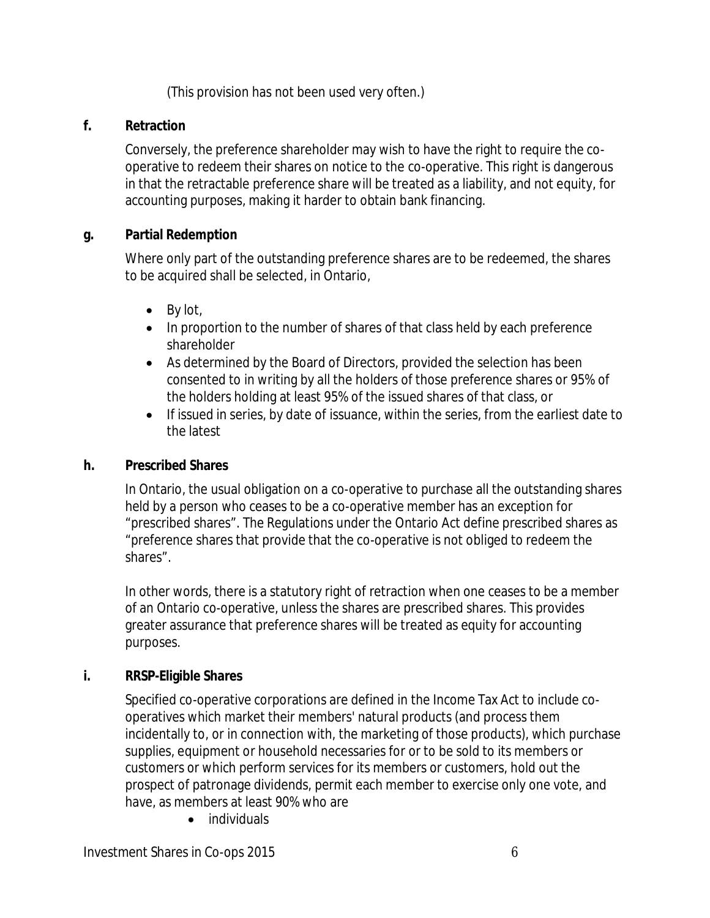(This provision has not been used very often.)

**f. Retraction**

Conversely, the preference shareholder may wish to have the right to require the co-operative to redeem their shares on notice to the co-operative. This right is dangerous in that the retractable preference share will be treated as a liability, and not equity, for accounting purposes, making it harder to obtain bank financing.

**g. Partial Redemption**

Where only part of the outstanding preference shares are to be redeemed, the shares to be acquired shall be selected, in Ontario,

- By lot,
- In proportion to the number of shares of that class held by each preference shareholder
- As determined by the Board of Directors, provided the selection has been consented to in writing by all the holders of those preference shares or 95% of the holders holding at least 95% of the issued shares of that class, or
- If issued in series, by date of issuance, within the series, from the earliest date to the latest

**h. Prescribed Shares**

In Ontario, the usual obligation on a co-operative to purchase all the outstanding shares held by a person who ceases to be a co-operative member has an exception for "prescribed shares". The Regulations under the Ontario Act define prescribed shares as "preference shares that provide that the co-operative is not obliged to redeem the shares".

In other words, there is a statutory right of retraction when one ceases to be a member of an Ontario co-operative, unless the shares are prescribed shares. This provides greater assurance that preference shares will be treated as equity for accounting purposes.

**i. RRSP-Eligible Shares**

Specified co-operative corporations are defined in the Income Tax Act to include co-operatives which market their members' natural products (and process them incidentally to, or in connection with, the marketing of those products), which purchase supplies, equipment or household necessaries for or to be sold to its members or customers or which perform services for its members or customers, hold out the prospect of patronage dividends, permit each member to exercise only one vote, and have, as members at least 90% who are

- individuals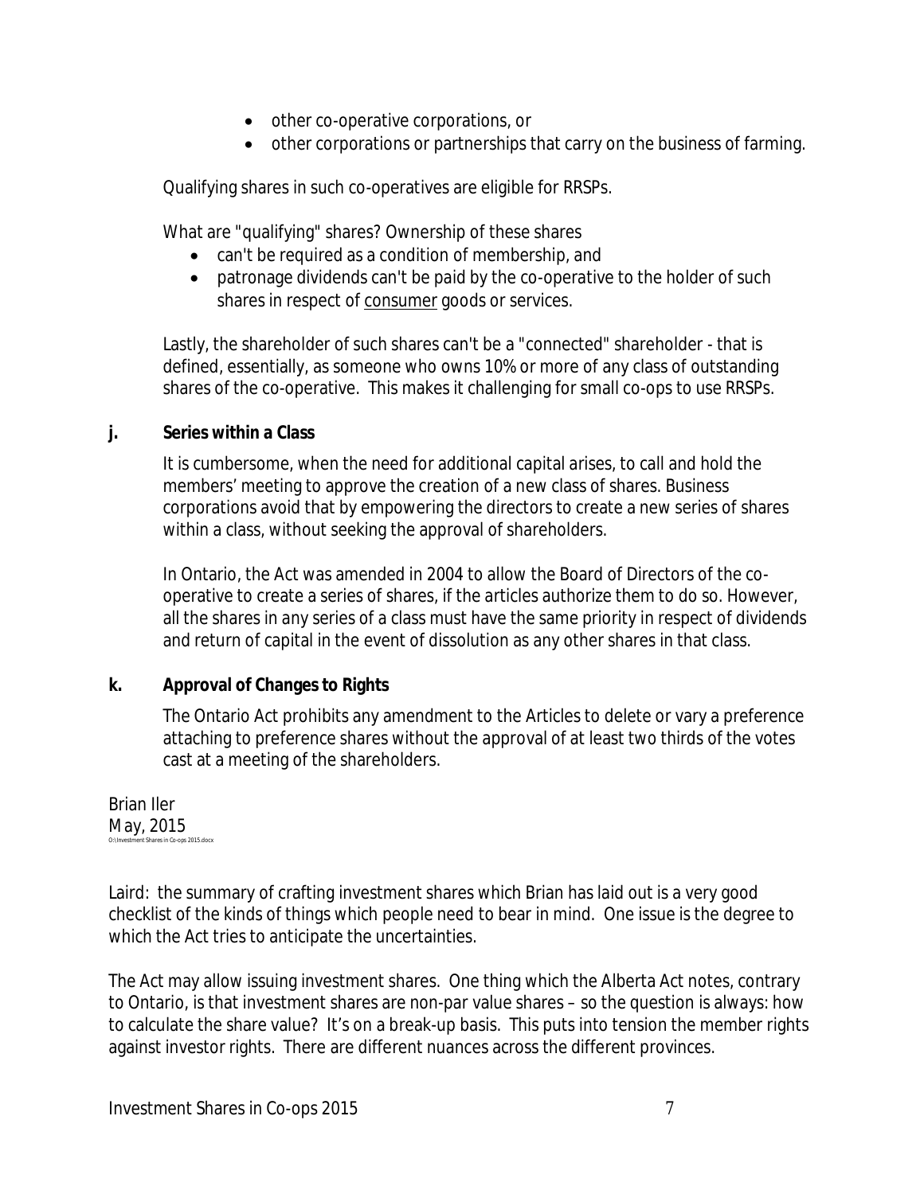- other co-operative corporations, or
- other corporations or partnerships that carry on the business of farming.

Qualifying shares in such co-operatives are eligible for RRSPs.

What are "qualifying" shares? Ownership of these shares

- can't be required as a condition of membership, and
- patronage dividends can't be paid by the co-operative to the holder of such shares in respect of consumer goods or services.

Lastly, the shareholder of such shares can't be a "connected" shareholder - that is defined, essentially, as someone who owns 10% or more of any class of outstanding shares of the co-operative. This makes it challenging for small co-ops to use RRSPs.

**j. Series within a Class**

It is cumbersome, when the need for additional capital arises, to call and hold the members' meeting to approve the creation of a new class of shares. Business corporations avoid that by empowering the directors to create a new series of shares within a class, without seeking the approval of shareholders.

In Ontario, the Act was amended in 2004 to allow the Board of Directors of the co-operative to create a series of shares, if the articles authorize them to do so. However, all the shares in any series of a class must have the same priority in respect of dividends and return of capital in the event of dissolution as any other shares in that class.

**k. Approval of Changes to Rights**

The Ontario Act prohibits any amendment to the Articles to delete or vary a preference attaching to preference shares without the approval of at least two thirds of the votes cast at a meeting of the shareholders.

Brian Iler
May, 2015
O:\Investment Shares in Co-ops 2015.docx

Laird: the summary of crafting investment shares which Brian has laid out is a very good checklist of the kinds of things which people need to bear in mind. One issue is the degree to which the Act tries to anticipate the uncertainties.

The Act may allow issuing investment shares. One thing which the Alberta Act notes, contrary to Ontario, is that investment shares are non-par value shares – so the question is always: how to calculate the share value? It's on a break-up basis. This puts into tension the member rights against investor rights. There are different nuances across the different provinces.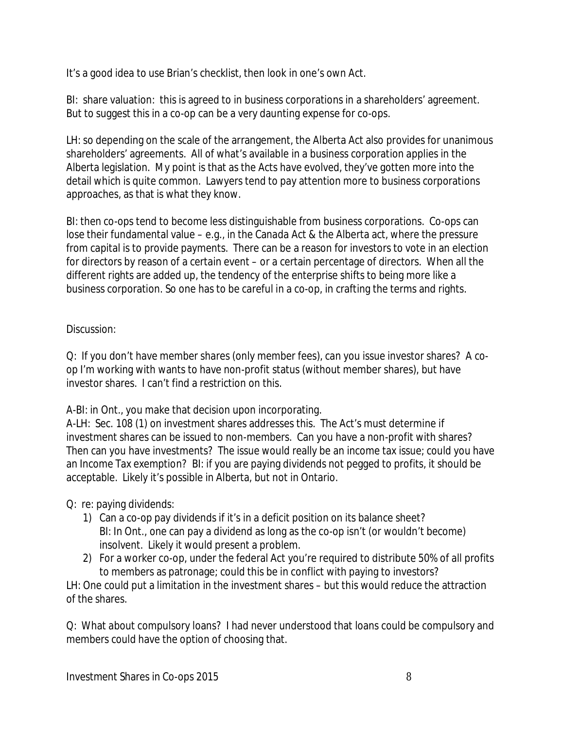It's a good idea to use Brian's checklist, then look in one's own Act.

BI: share valuation: this is agreed to in business corporations in a shareholders' agreement. But to suggest this in a co-op can be a very daunting expense for co-ops.

LH: so depending on the scale of the arrangement, the Alberta Act also provides for unanimous shareholders' agreements. All of what's available in a business corporation applies in the Alberta legislation. My point is that as the Acts have evolved, they've gotten more into the detail which is quite common. Lawyers tend to pay attention more to business corporations approaches, as that is what they know.

BI: then co-ops tend to become less distinguishable from business corporations. Co-ops can lose their fundamental value – e.g., in the Canada Act & the Alberta act, where the pressure from capital is to provide payments. There can be a reason for investors to vote in an election for directors by reason of a certain event – or a certain percentage of directors. When all the different rights are added up, the tendency of the enterprise shifts to being more like a business corporation. So one has to be careful in a co-op, in crafting the terms and rights.

Discussion:

Q: If you don't have member shares (only member fees), can you issue investor shares? A co-op I'm working with wants to have non-profit status (without member shares), but have investor shares. I can't find a restriction on this.

A-BI: in Ont., you make that decision upon incorporating.
A-LH: Sec. 108 (1) on investment shares addresses this. The Act's must determine if investment shares can be issued to non-members. Can you have a non-profit with shares? Then can you have investments? The issue would really be an income tax issue; could you have an Income Tax exemption? BI: if you are paying dividends not pegged to profits, it should be acceptable. Likely it's possible in Alberta, but not in Ontario.

Q: re: paying dividends:

1) Can a co-op pay dividends if it's in a deficit position on its balance sheet?
   BI: In Ont., one can pay a dividend as long as the co-op isn't (or wouldn't become) insolvent. Likely it would present a problem.
2) For a worker co-op, under the federal Act you're required to distribute 50% of all profits to members as patronage; could this be in conflict with paying to investors?

LH: One could put a limitation in the investment shares – but this would reduce the attraction of the shares.

Q: What about compulsory loans? I had never understood that loans could be compulsory and members could have the option of choosing that.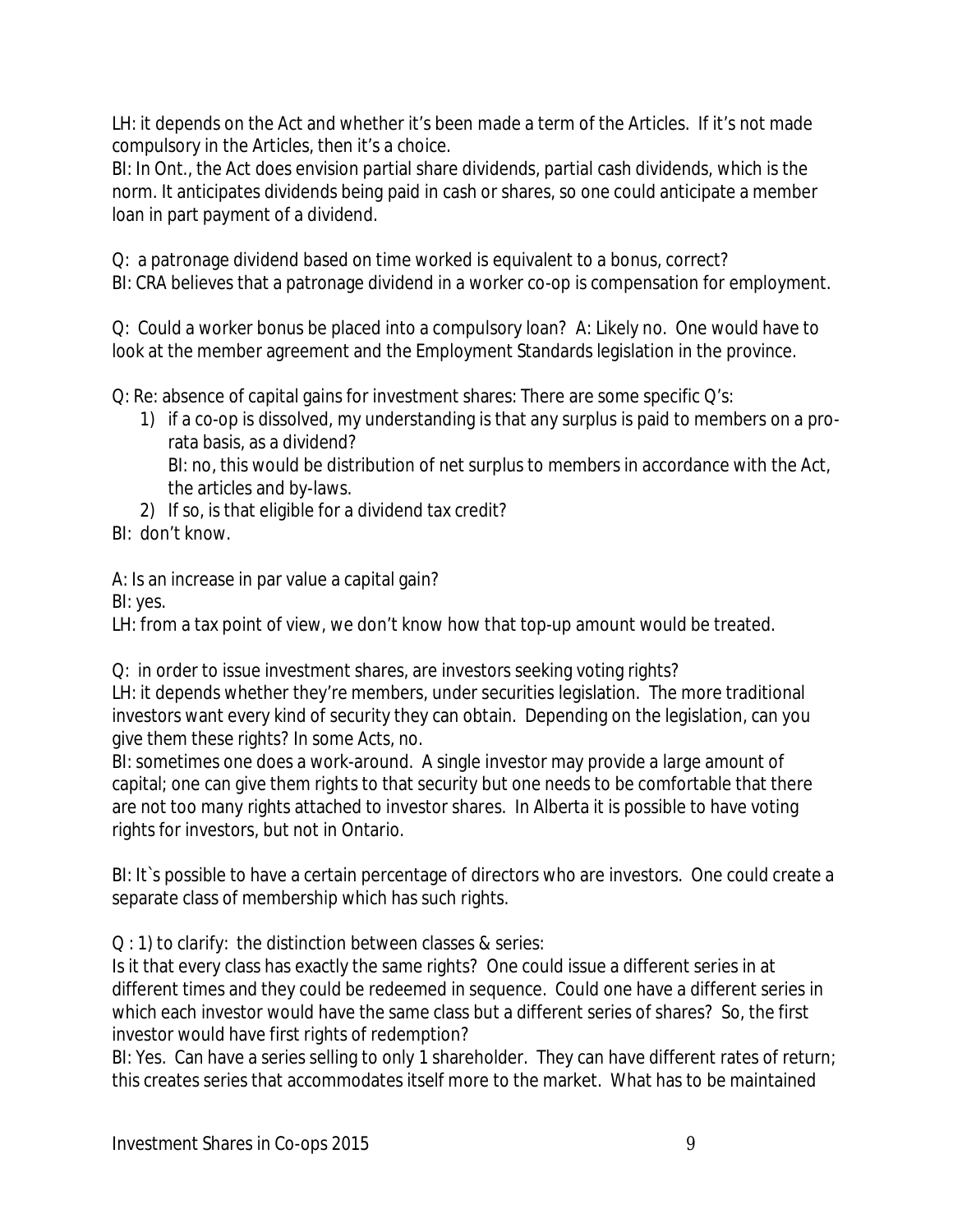LH: it depends on the Act and whether it's been made a term of the Articles. If it's not made compulsory in the Articles, then it's a choice.
BI: In Ont., the Act does envision partial share dividends, partial cash dividends, which is the norm. It anticipates dividends being paid in cash or shares, so one could anticipate a member loan in part payment of a dividend.

Q: a patronage dividend based on time worked is equivalent to a bonus, correct?
BI: CRA believes that a patronage dividend in a worker co-op is compensation for employment.

Q: Could a worker bonus be placed into a compulsory loan? A: Likely no. One would have to look at the member agreement and the Employment Standards legislation in the province.

Q: Re: absence of capital gains for investment shares: There are some specific Q's:

1) if a co-op is dissolved, my understanding is that any surplus is paid to members on a pro-rata basis, as a dividend?
   BI: no, this would be distribution of net surplus to members in accordance with the Act, the articles and by-laws.
2) If so, is that eligible for a dividend tax credit?

BI: don't know.

A: Is an increase in par value a capital gain?
BI: yes.
LH: from a tax point of view, we don't know how that top-up amount would be treated.

Q: in order to issue investment shares, are investors seeking voting rights?
LH: it depends whether they're members, under securities legislation. The more traditional investors want every kind of security they can obtain. Depending on the legislation, can you give them these rights? In some Acts, no.
BI: sometimes one does a work-around. A single investor may provide a large amount of capital; one can give them rights to that security but one needs to be comfortable that there are not too many rights attached to investor shares. In Alberta it is possible to have voting rights for investors, but not in Ontario.

BI: It`s possible to have a certain percentage of directors who are investors. One could create a separate class of membership which has such rights.

Q : 1) to clarify: the distinction between classes & series:
Is it that every class has exactly the same rights? One could issue a different series in at different times and they could be redeemed in sequence. Could one have a different series in which each investor would have the same class but a different series of shares? So, the first investor would have first rights of redemption?
BI: Yes. Can have a series selling to only 1 shareholder. They can have different rates of return; this creates series that accommodates itself more to the market. What has to be maintained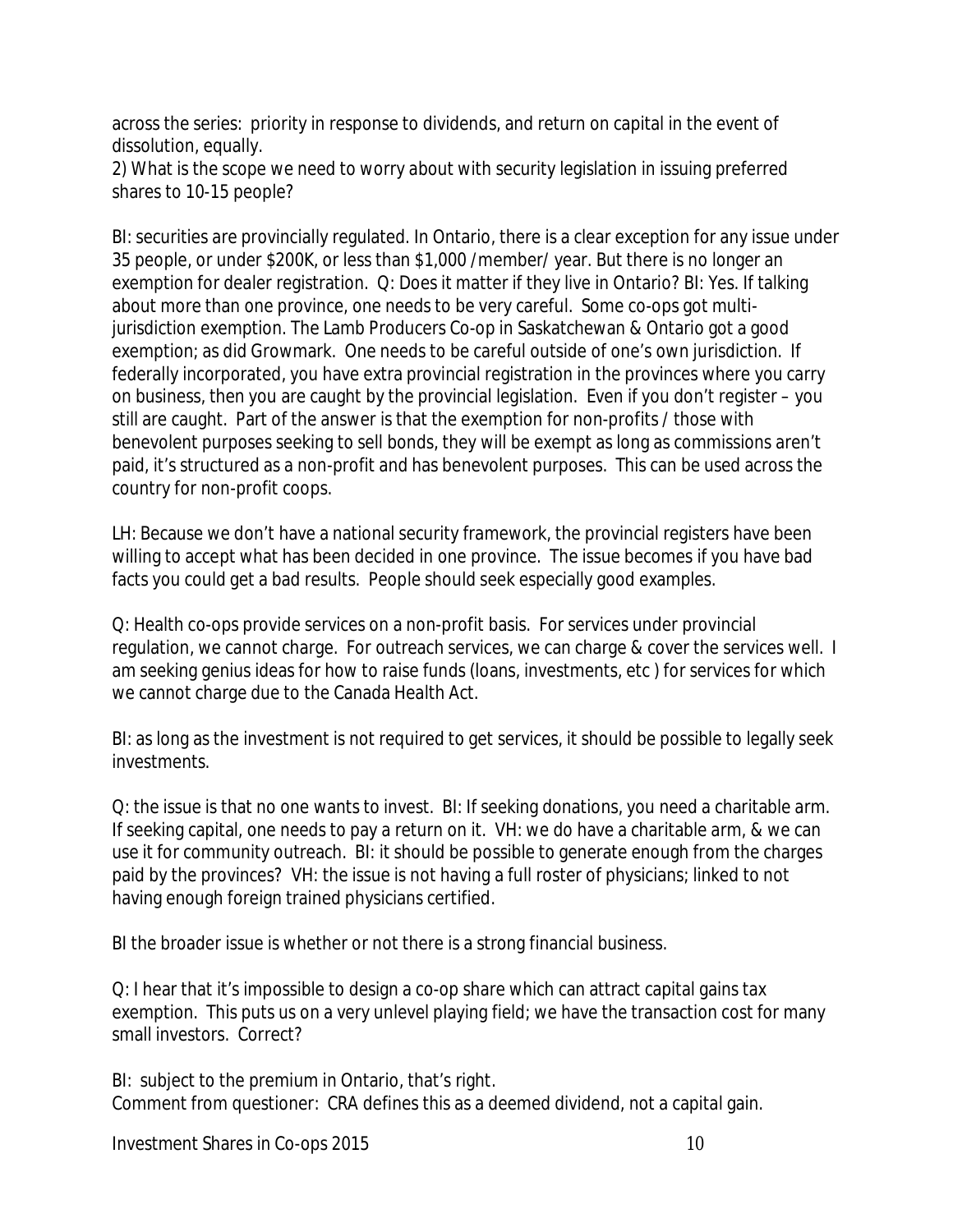across the series: priority in response to dividends, and return on capital in the event of dissolution, equally.

2) What is the scope we need to worry about with security legislation in issuing preferred shares to 10-15 people?

BI: securities are provincially regulated. In Ontario, there is a clear exception for any issue under 35 people, or under $200K, or less than $1,000 /member/ year. But there is no longer an exemption for dealer registration. Q: Does it matter if they live in Ontario? BI: Yes. If talking about more than one province, one needs to be very careful. Some co-ops got multi-jurisdiction exemption. The Lamb Producers Co-op in Saskatchewan & Ontario got a good exemption; as did Growmark. One needs to be careful outside of one's own jurisdiction. If federally incorporated, you have extra provincial registration in the provinces where you carry on business, then you are caught by the provincial legislation. Even if you don't register – you still are caught. Part of the answer is that the exemption for non-profits / those with benevolent purposes seeking to sell bonds, they will be exempt as long as commissions aren't paid, it's structured as a non-profit and has benevolent purposes. This can be used across the country for non-profit coops.

LH: Because we don't have a national security framework, the provincial registers have been willing to accept what has been decided in one province. The issue becomes if you have bad facts you could get a bad results. People should seek especially good examples.

Q: Health co-ops provide services on a non-profit basis. For services under provincial regulation, we cannot charge. For outreach services, we can charge & cover the services well. I am seeking genius ideas for how to raise funds (loans, investments, etc ) for services for which we cannot charge due to the Canada Health Act.

BI: as long as the investment is not required to get services, it should be possible to legally seek investments.

Q: the issue is that no one wants to invest. BI: If seeking donations, you need a charitable arm. If seeking capital, one needs to pay a return on it. VH: we do have a charitable arm, & we can use it for community outreach. BI: it should be possible to generate enough from the charges paid by the provinces? VH: the issue is not having a full roster of physicians; linked to not having enough foreign trained physicians certified.

BI the broader issue is whether or not there is a strong financial business.

Q: I hear that it's impossible to design a co-op share which can attract capital gains tax exemption. This puts us on a very unlevel playing field; we have the transaction cost for many small investors. Correct?

BI: subject to the premium in Ontario, that's right.
Comment from questioner: CRA defines this as a deemed dividend, not a capital gain.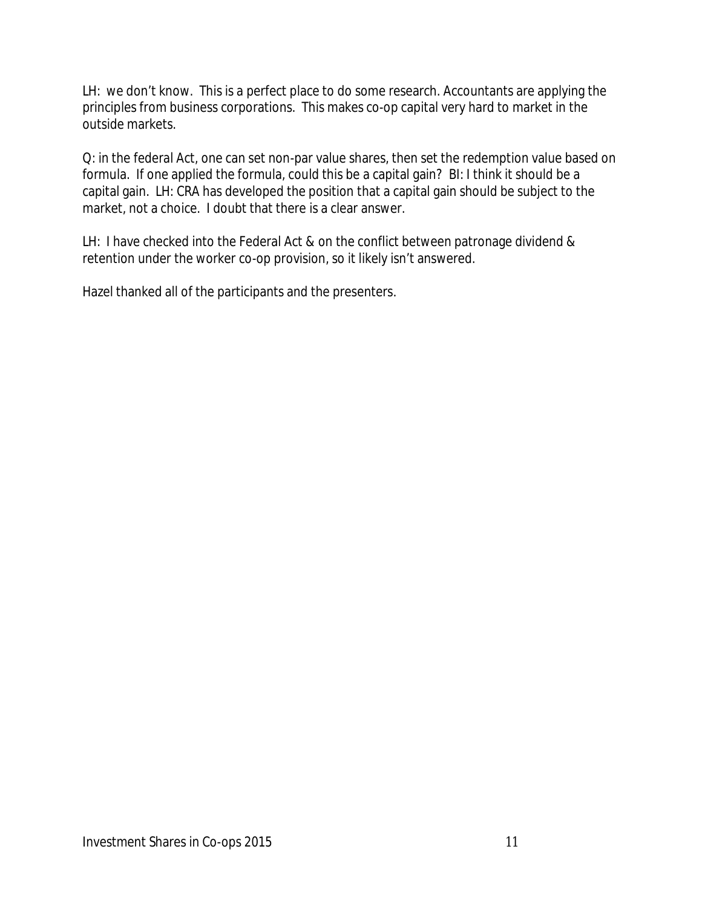LH: we don't know. This is a perfect place to do some research. Accountants are applying the principles from business corporations. This makes co-op capital very hard to market in the outside markets.

Q: in the federal Act, one can set non-par value shares, then set the redemption value based on formula. If one applied the formula, could this be a capital gain? BI: I think it should be a capital gain. LH: CRA has developed the position that a capital gain should be subject to the market, not a choice. I doubt that there is a clear answer.

LH: I have checked into the Federal Act & on the conflict between patronage dividend & retention under the worker co-op provision, so it likely isn't answered.

Hazel thanked all of the participants and the presenters.